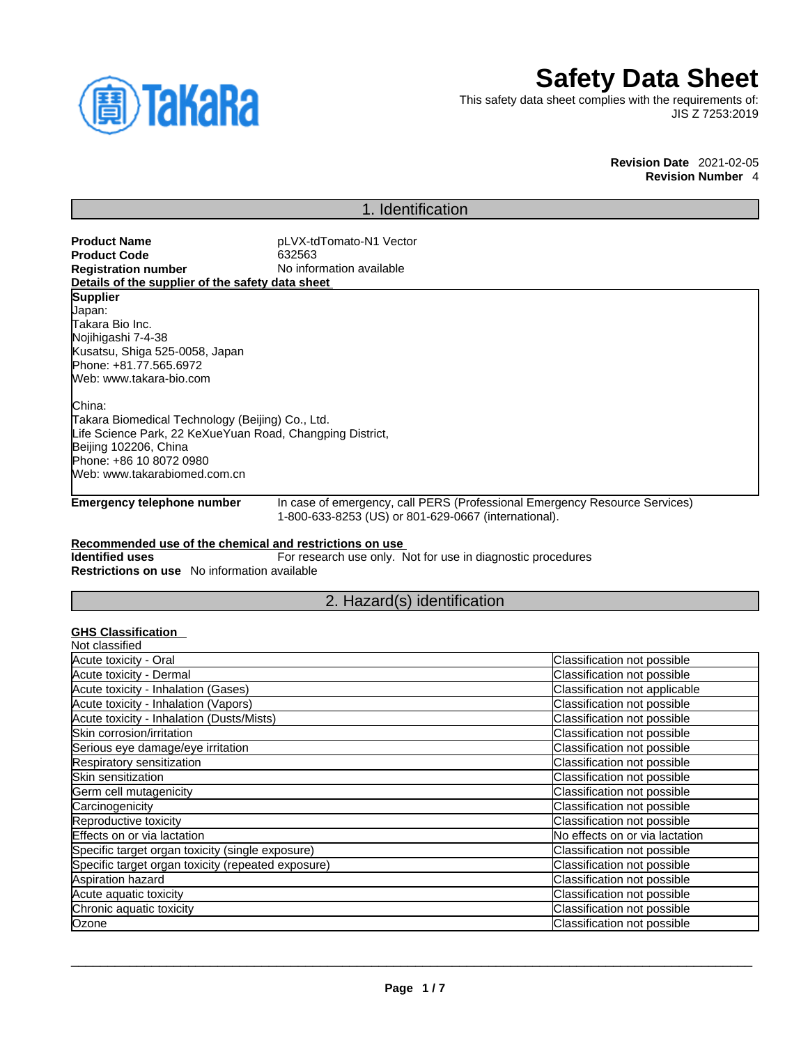# Safety Data Sheet

This safety data sheet complies with the requirements of:
JIS Z 7253:2019

**Revision Date** 2021-02-05
**Revision Number** 4

## 1. Identification

**Product Name** pLVX-tdTomato-N1 Vector
**Product Code** 632563
**Registration number** No information available

**Details of the supplier of the safety data sheet**

**Supplier**
Japan:
Takara Bio Inc.
Nojihigashi 7-4-38
Kusatsu, Shiga 525-0058, Japan
Phone: +81.77.565.6972
Web: www.takara-bio.com

China:
Takara Biomedical Technology (Beijing) Co., Ltd.
Life Science Park, 22 KeXueYuan Road, Changping District,
Beijing 102206, China
Phone: +86 10 8072 0980
Web: www.takarabiomed.com.cn

**Emergency telephone number** In case of emergency, call PERS (Professional Emergency Resource Services) 1-800-633-8253 (US) or 801-629-0667 (international).

**Recommended use of the chemical and restrictions on use**
**Identified uses** For research use only. Not for use in diagnostic procedures
**Restrictions on use** No information available

## 2. Hazard(s) identification

**GHS Classification**
Not classified

| | |
|---|---|
| Acute toxicity - Oral | Classification not possible |
| Acute toxicity - Dermal | Classification not possible |
| Acute toxicity - Inhalation (Gases) | Classification not applicable |
| Acute toxicity - Inhalation (Vapors) | Classification not possible |
| Acute toxicity - Inhalation (Dusts/Mists) | Classification not possible |
| Skin corrosion/irritation | Classification not possible |
| Serious eye damage/eye irritation | Classification not possible |
| Respiratory sensitization | Classification not possible |
| Skin sensitization | Classification not possible |
| Germ cell mutagenicity | Classification not possible |
| Carcinogenicity | Classification not possible |
| Reproductive toxicity | Classification not possible |
| Effects on or via lactation | No effects on or via lactation |
| Specific target organ toxicity (single exposure) | Classification not possible |
| Specific target organ toxicity (repeated exposure) | Classification not possible |
| Aspiration hazard | Classification not possible |
| Acute aquatic toxicity | Classification not possible |
| Chronic aquatic toxicity | Classification not possible |
| Ozone | Classification not possible |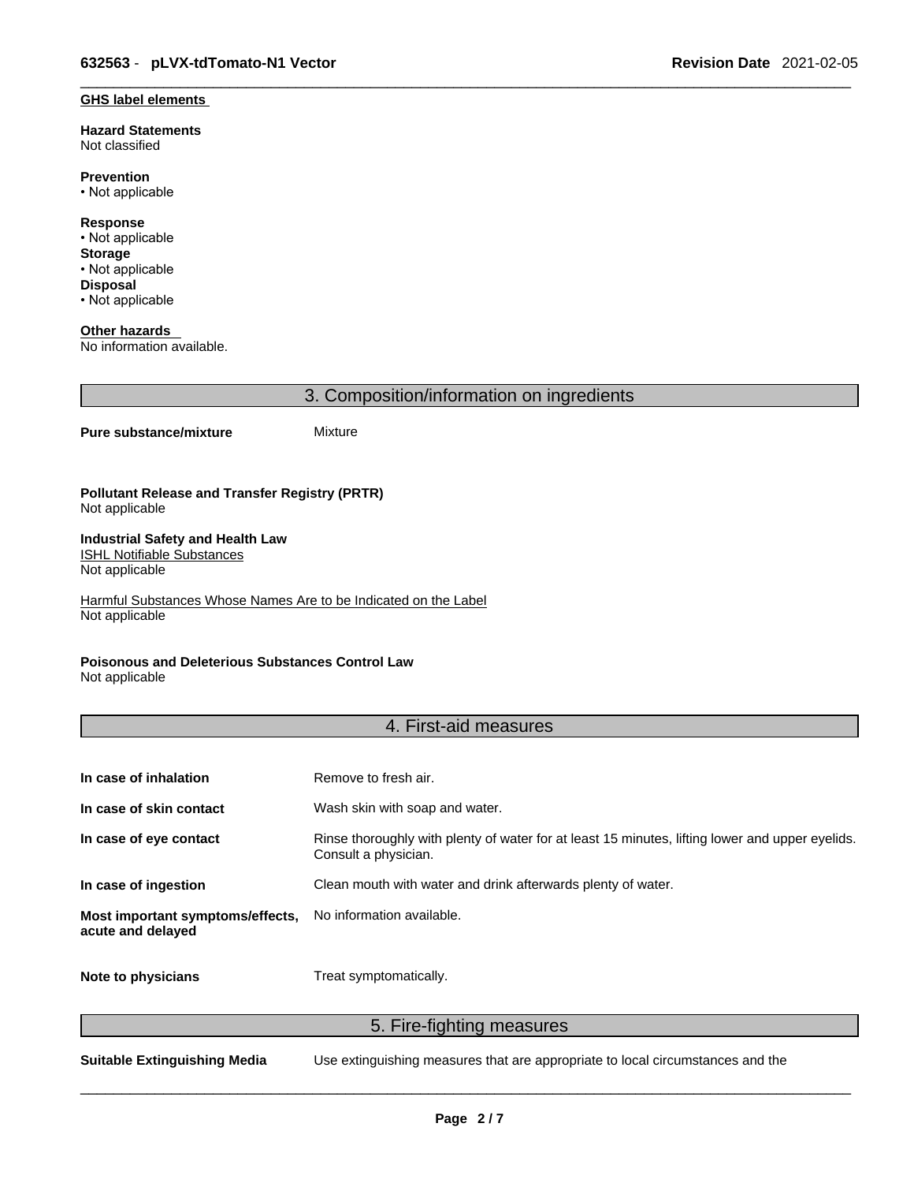**GHS label elements**

**Hazard Statements**
Not classified

**Prevention**
• Not applicable

**Response**
• Not applicable
**Storage**
• Not applicable
**Disposal**
• Not applicable

**Other hazards**
No information available.

## 3. Composition/information on ingredients

**Pure substance/mixture** Mixture

**Pollutant Release and Transfer Registry (PRTR)**
Not applicable

**Industrial Safety and Health Law**
ISHL Notifiable Substances
Not applicable

Harmful Substances Whose Names Are to be Indicated on the Label
Not applicable

**Poisonous and Deleterious Substances Control Law**
Not applicable

## 4. First-aid measures

| | |
|---|---|
| **In case of inhalation** | Remove to fresh air. |
| **In case of skin contact** | Wash skin with soap and water. |
| **In case of eye contact** | Rinse thoroughly with plenty of water for at least 15 minutes, lifting lower and upper eyelids. Consult a physician. |
| **In case of ingestion** | Clean mouth with water and drink afterwards plenty of water. |
| **Most important symptoms/effects, acute and delayed** | No information available. |
| **Note to physicians** | Treat symptomatically. |

## 5. Fire-fighting measures

**Suitable Extinguishing Media** Use extinguishing measures that are appropriate to local circumstances and the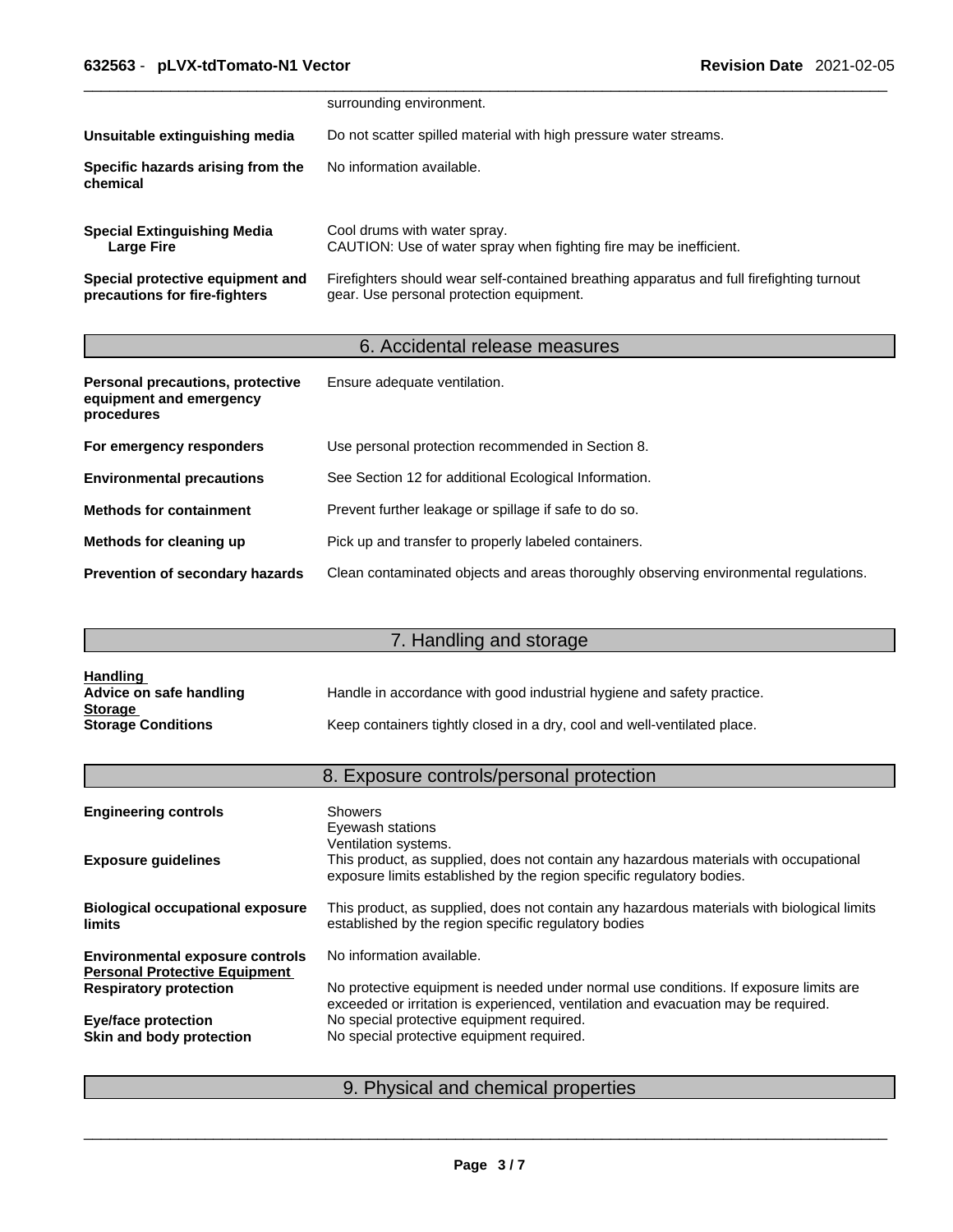| | |
|---|---|
| | surrounding environment. |
| **Unsuitable extinguishing media** | Do not scatter spilled material with high pressure water streams. |
| **Specific hazards arising from the chemical** | No information available. |
| **Special Extinguishing Media**<br>**Large Fire** | Cool drums with water spray.<br>CAUTION: Use of water spray when fighting fire may be inefficient. |
| **Special protective equipment and precautions for fire-fighters** | Firefighters should wear self-contained breathing apparatus and full firefighting turnout gear. Use personal protection equipment. |

## 6. Accidental release measures

| | |
|---|---|
| **Personal precautions, protective equipment and emergency procedures** | Ensure adequate ventilation. |
| **For emergency responders** | Use personal protection recommended in Section 8. |
| **Environmental precautions** | See Section 12 for additional Ecological Information. |
| **Methods for containment** | Prevent further leakage or spillage if safe to do so. |
| **Methods for cleaning up** | Pick up and transfer to properly labeled containers. |
| **Prevention of secondary hazards** | Clean contaminated objects and areas thoroughly observing environmental regulations. |

## 7. Handling and storage

**Handling**

| | |
|---|---|
| **Advice on safe handling** | Handle in accordance with good industrial hygiene and safety practice. |

**Storage**

| | |
|---|---|
| **Storage Conditions** | Keep containers tightly closed in a dry, cool and well-ventilated place. |

## 8. Exposure controls/personal protection

| | |
|---|---|
| **Engineering controls** | Showers<br>Eyewash stations<br>Ventilation systems. |
| **Exposure guidelines** | This product, as supplied, does not contain any hazardous materials with occupational exposure limits established by the region specific regulatory bodies. |
| **Biological occupational exposure limits** | This product, as supplied, does not contain any hazardous materials with biological limits established by the region specific regulatory bodies |
| **Environmental exposure controls** | No information available. |

**Personal Protective Equipment**

| | |
|---|---|
| **Respiratory protection** | No protective equipment is needed under normal use conditions. If exposure limits are exceeded or irritation is experienced, ventilation and evacuation may be required. |
| **Eye/face protection** | No special protective equipment required. |
| **Skin and body protection** | No special protective equipment required. |

## 9. Physical and chemical properties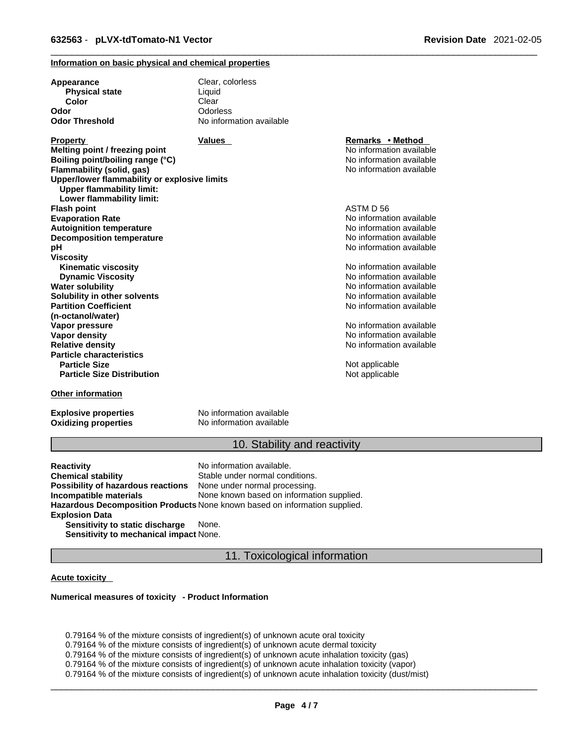**Information on basic physical and chemical properties**

| | |
|---|---|
| **Appearance** | Clear, colorless |
| **Physical state** | Liquid |
| **Color** | Clear |
| **Odor** | Odorless |
| **Odor Threshold** | No information available |

| **Property** | **Values** | **Remarks • Method** |
|---|---|---|
| **Melting point / freezing point** | | No information available |
| **Boiling point/boiling range (°C)** | | No information available |
| **Flammability (solid, gas)** | | No information available |
| **Upper/lower flammability or explosive limits** | | |
| **Upper flammability limit:** | | |
| **Lower flammability limit:** | | |
| **Flash point** | | ASTM D 56 |
| **Evaporation Rate** | | No information available |
| **Autoignition temperature** | | No information available |
| **Decomposition temperature** | | No information available |
| **pH** | | No information available |
| **Viscosity** | | |
| **Kinematic viscosity** | | No information available |
| **Dynamic Viscosity** | | No information available |
| **Water solubility** | | No information available |
| **Solubility in other solvents** | | No information available |
| **Partition Coefficient (n-octanol/water)** | | No information available |
| **Vapor pressure** | | No information available |
| **Vapor density** | | No information available |
| **Relative density** | | No information available |
| **Particle characteristics** | | |
| **Particle Size** | | Not applicable |
| **Particle Size Distribution** | | Not applicable |

**Other information**

| | |
|---|---|
| **Explosive properties** | No information available |
| **Oxidizing properties** | No information available |

## 10. Stability and reactivity

| | |
|---|---|
| **Reactivity** | No information available. |
| **Chemical stability** | Stable under normal conditions. |
| **Possibility of hazardous reactions** | None under normal processing. |
| **Incompatible materials** | None known based on information supplied. |
| **Hazardous Decomposition Products** | None known based on information supplied. |
| **Explosion Data** | |
| **Sensitivity to static discharge** | None. |
| **Sensitivity to mechanical impact** | None. |

## 11. Toxicological information

**Acute toxicity**

**Numerical measures of toxicity - Product Information**

0.79164 % of the mixture consists of ingredient(s) of unknown acute oral toxicity
0.79164 % of the mixture consists of ingredient(s) of unknown acute dermal toxicity
0.79164 % of the mixture consists of ingredient(s) of unknown acute inhalation toxicity (gas)
0.79164 % of the mixture consists of ingredient(s) of unknown acute inhalation toxicity (vapor)
0.79164 % of the mixture consists of ingredient(s) of unknown acute inhalation toxicity (dust/mist)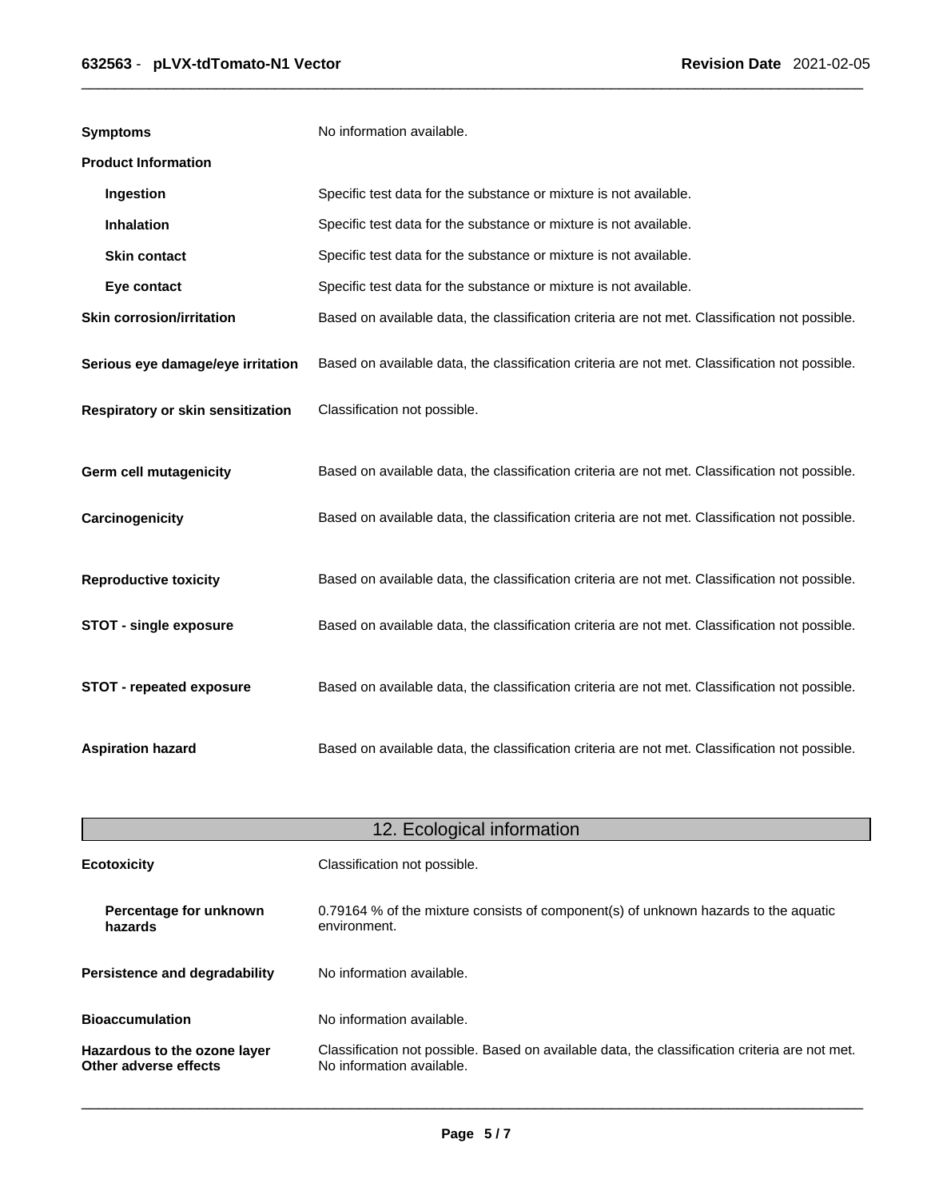| | |
|---|---|
| **Symptoms** | No information available. |
| **Product Information** | |
| **Ingestion** | Specific test data for the substance or mixture is not available. |
| **Inhalation** | Specific test data for the substance or mixture is not available. |
| **Skin contact** | Specific test data for the substance or mixture is not available. |
| **Eye contact** | Specific test data for the substance or mixture is not available. |
| **Skin corrosion/irritation** | Based on available data, the classification criteria are not met. Classification not possible. |
| **Serious eye damage/eye irritation** | Based on available data, the classification criteria are not met. Classification not possible. |
| **Respiratory or skin sensitization** | Classification not possible. |
| **Germ cell mutagenicity** | Based on available data, the classification criteria are not met. Classification not possible. |
| **Carcinogenicity** | Based on available data, the classification criteria are not met. Classification not possible. |
| **Reproductive toxicity** | Based on available data, the classification criteria are not met. Classification not possible. |
| **STOT - single exposure** | Based on available data, the classification criteria are not met. Classification not possible. |
| **STOT - repeated exposure** | Based on available data, the classification criteria are not met. Classification not possible. |
| **Aspiration hazard** | Based on available data, the classification criteria are not met. Classification not possible. |

## 12. Ecological information

| | |
|---|---|
| **Ecotoxicity** | Classification not possible. |
| **Percentage for unknown hazards** | 0.79164 % of the mixture consists of component(s) of unknown hazards to the aquatic environment. |
| **Persistence and degradability** | No information available. |
| **Bioaccumulation** | No information available. |
| **Hazardous to the ozone layer** | Classification not possible. Based on available data, the classification criteria are not met. |
| **Other adverse effects** | No information available. |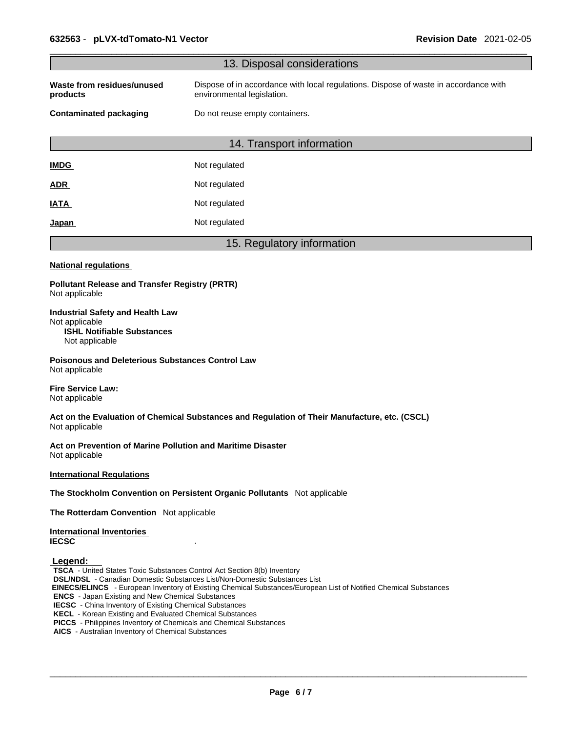## 13. Disposal considerations

| | |
|---|---|
| **Waste from residues/unused products** | Dispose of in accordance with local regulations. Dispose of waste in accordance with environmental legislation. |
| **Contaminated packaging** | Do not reuse empty containers. |

## 14. Transport information

| | |
|---|---|
| **IMDG** | Not regulated |
| **ADR** | Not regulated |
| **IATA** | Not regulated |
| **Japan** | Not regulated |

## 15. Regulatory information

**National regulations**

**Pollutant Release and Transfer Registry (PRTR)**
Not applicable

**Industrial Safety and Health Law**
Not applicable
**ISHL Notifiable Substances**
Not applicable

**Poisonous and Deleterious Substances Control Law**
Not applicable

**Fire Service Law:**
Not applicable

**Act on the Evaluation of Chemical Substances and Regulation of Their Manufacture, etc. (CSCL)**
Not applicable

**Act on Prevention of Marine Pollution and Maritime Disaster**
Not applicable

**International Regulations**

**The Stockholm Convention on Persistent Organic Pollutants** Not applicable

**The Rotterdam Convention** Not applicable

**International Inventories**
**IECSC** .

**Legend:**
**TSCA** - United States Toxic Substances Control Act Section 8(b) Inventory
**DSL/NDSL** - Canadian Domestic Substances List/Non-Domestic Substances List
**EINECS/ELINCS** - European Inventory of Existing Chemical Substances/European List of Notified Chemical Substances
**ENCS** - Japan Existing and New Chemical Substances
**IECSC** - China Inventory of Existing Chemical Substances
**KECL** - Korean Existing and Evaluated Chemical Substances
**PICCS** - Philippines Inventory of Chemicals and Chemical Substances
**AICS** - Australian Inventory of Chemical Substances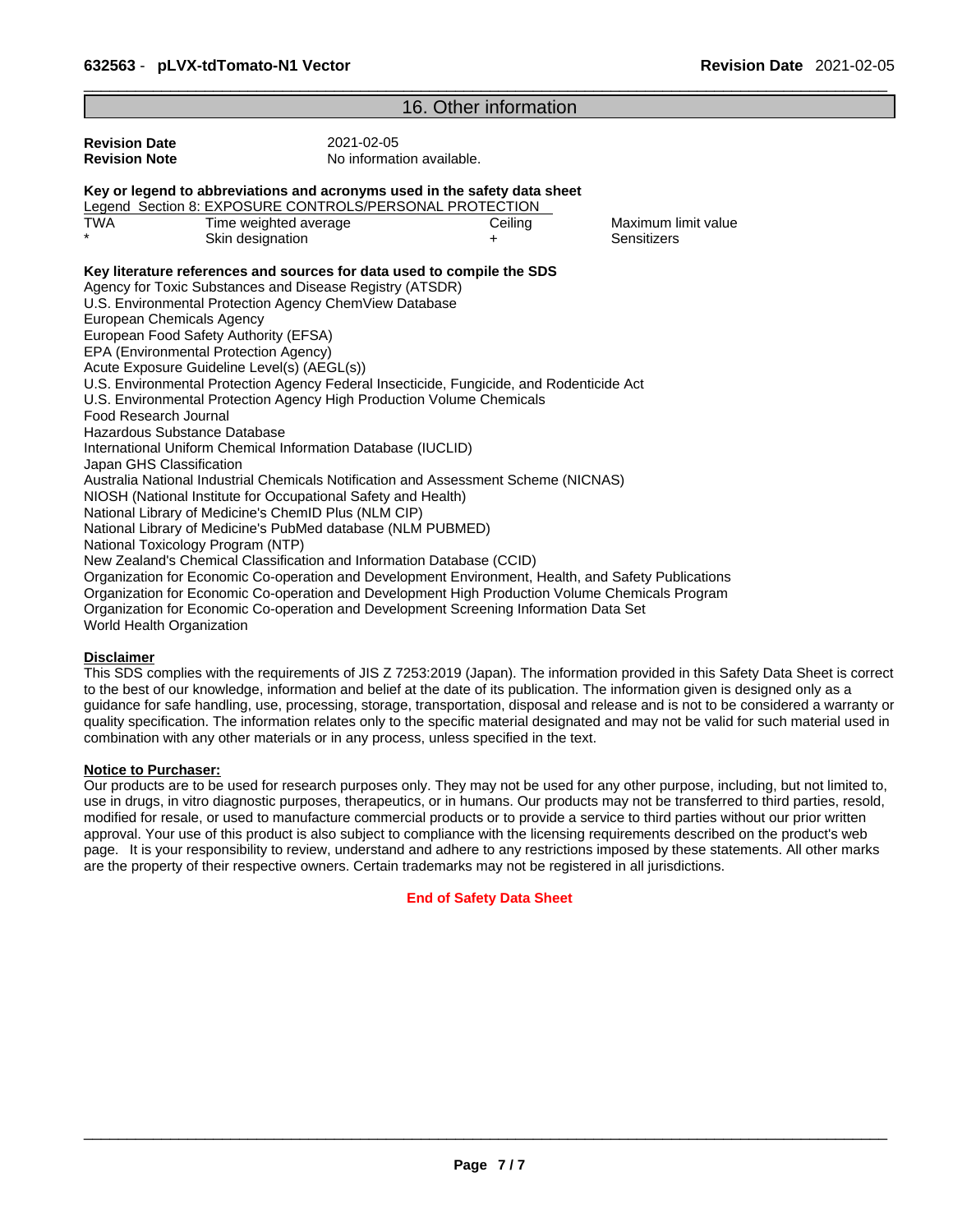## 16. Other information

**Revision Date** 2021-02-05
**Revision Note** No information available.

**Key or legend to abbreviations and acronyms used in the safety data sheet**

Legend Section 8: EXPOSURE CONTROLS/PERSONAL PROTECTION

| | | | |
|---|---|---|---|
| TWA | Time weighted average | Ceiling | Maximum limit value |
| * | Skin designation | + | Sensitizers |

**Key literature references and sources for data used to compile the SDS**

Agency for Toxic Substances and Disease Registry (ATSDR)
U.S. Environmental Protection Agency ChemView Database
European Chemicals Agency
European Food Safety Authority (EFSA)
EPA (Environmental Protection Agency)
Acute Exposure Guideline Level(s) (AEGL(s))
U.S. Environmental Protection Agency Federal Insecticide, Fungicide, and Rodenticide Act
U.S. Environmental Protection Agency High Production Volume Chemicals
Food Research Journal
Hazardous Substance Database
International Uniform Chemical Information Database (IUCLID)
Japan GHS Classification
Australia National Industrial Chemicals Notification and Assessment Scheme (NICNAS)
NIOSH (National Institute for Occupational Safety and Health)
National Library of Medicine's ChemID Plus (NLM CIP)
National Library of Medicine's PubMed database (NLM PUBMED)
National Toxicology Program (NTP)
New Zealand's Chemical Classification and Information Database (CCID)
Organization for Economic Co-operation and Development Environment, Health, and Safety Publications
Organization for Economic Co-operation and Development High Production Volume Chemicals Program
Organization for Economic Co-operation and Development Screening Information Data Set
World Health Organization

**Disclaimer**

This SDS complies with the requirements of JIS Z 7253:2019 (Japan). The information provided in this Safety Data Sheet is correct to the best of our knowledge, information and belief at the date of its publication. The information given is designed only as a guidance for safe handling, use, processing, storage, transportation, disposal and release and is not to be considered a warranty or quality specification. The information relates only to the specific material designated and may not be valid for such material used in combination with any other materials or in any process, unless specified in the text.

**Notice to Purchaser:**

Our products are to be used for research purposes only. They may not be used for any other purpose, including, but not limited to, use in drugs, in vitro diagnostic purposes, therapeutics, or in humans. Our products may not be transferred to third parties, resold, modified for resale, or used to manufacture commercial products or to provide a service to third parties without our prior written approval. Your use of this product is also subject to compliance with the licensing requirements described on the product's web page. It is your responsibility to review, understand and adhere to any restrictions imposed by these statements. All other marks are the property of their respective owners. Certain trademarks may not be registered in all jurisdictions.

**End of Safety Data Sheet**